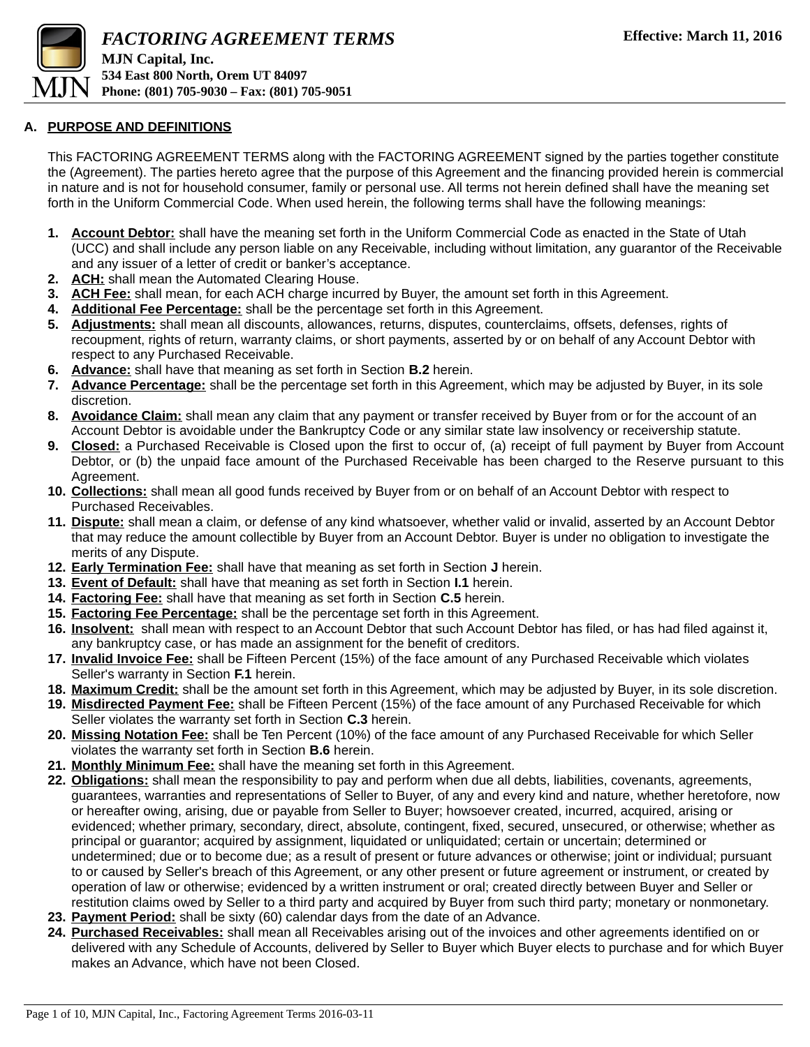# FACTORING AGREEMENT TERMS

**MJN Capital, Inc.**
**534 East 800 North, Orem UT 84097**
**Phone: (801) 705-9030 – Fax: (801) 705-9051**

**Effective: March 11, 2016**

## A. PURPOSE AND DEFINITIONS

This FACTORING AGREEMENT TERMS along with the FACTORING AGREEMENT signed by the parties together constitute the (Agreement). The parties hereto agree that the purpose of this Agreement and the financing provided herein is commercial in nature and is not for household consumer, family or personal use. All terms not herein defined shall have the meaning set forth in the Uniform Commercial Code. When used herein, the following terms shall have the following meanings:

1. **Account Debtor:** shall have the meaning set forth in the Uniform Commercial Code as enacted in the State of Utah (UCC) and shall include any person liable on any Receivable, including without limitation, any guarantor of the Receivable and any issuer of a letter of credit or banker's acceptance.
2. **ACH:** shall mean the Automated Clearing House.
3. **ACH Fee:** shall mean, for each ACH charge incurred by Buyer, the amount set forth in this Agreement.
4. **Additional Fee Percentage:** shall be the percentage set forth in this Agreement.
5. **Adjustments:** shall mean all discounts, allowances, returns, disputes, counterclaims, offsets, defenses, rights of recoupment, rights of return, warranty claims, or short payments, asserted by or on behalf of any Account Debtor with respect to any Purchased Receivable.
6. **Advance:** shall have that meaning as set forth in Section **B.2** herein.
7. **Advance Percentage:** shall be the percentage set forth in this Agreement, which may be adjusted by Buyer, in its sole discretion.
8. **Avoidance Claim:** shall mean any claim that any payment or transfer received by Buyer from or for the account of an Account Debtor is avoidable under the Bankruptcy Code or any similar state law insolvency or receivership statute.
9. **Closed:** a Purchased Receivable is Closed upon the first to occur of, (a) receipt of full payment by Buyer from Account Debtor, or (b) the unpaid face amount of the Purchased Receivable has been charged to the Reserve pursuant to this Agreement.
10. **Collections:** shall mean all good funds received by Buyer from or on behalf of an Account Debtor with respect to Purchased Receivables.
11. **Dispute:** shall mean a claim, or defense of any kind whatsoever, whether valid or invalid, asserted by an Account Debtor that may reduce the amount collectible by Buyer from an Account Debtor. Buyer is under no obligation to investigate the merits of any Dispute.
12. **Early Termination Fee:** shall have that meaning as set forth in Section **J** herein.
13. **Event of Default:** shall have that meaning as set forth in Section **I.1** herein.
14. **Factoring Fee:** shall have that meaning as set forth in Section **C.5** herein.
15. **Factoring Fee Percentage:** shall be the percentage set forth in this Agreement.
16. **Insolvent:** shall mean with respect to an Account Debtor that such Account Debtor has filed, or has had filed against it, any bankruptcy case, or has made an assignment for the benefit of creditors.
17. **Invalid Invoice Fee:** shall be Fifteen Percent (15%) of the face amount of any Purchased Receivable which violates Seller's warranty in Section **F.1** herein.
18. **Maximum Credit:** shall be the amount set forth in this Agreement, which may be adjusted by Buyer, in its sole discretion.
19. **Misdirected Payment Fee:** shall be Fifteen Percent (15%) of the face amount of any Purchased Receivable for which Seller violates the warranty set forth in Section **C.3** herein.
20. **Missing Notation Fee:** shall be Ten Percent (10%) of the face amount of any Purchased Receivable for which Seller violates the warranty set forth in Section **B.6** herein.
21. **Monthly Minimum Fee:** shall have the meaning set forth in this Agreement.
22. **Obligations:** shall mean the responsibility to pay and perform when due all debts, liabilities, covenants, agreements, guarantees, warranties and representations of Seller to Buyer, of any and every kind and nature, whether heretofore, now or hereafter owing, arising, due or payable from Seller to Buyer; howsoever created, incurred, acquired, arising or evidenced; whether primary, secondary, direct, absolute, contingent, fixed, secured, unsecured, or otherwise; whether as principal or guarantor; acquired by assignment, liquidated or unliquidated; certain or uncertain; determined or undetermined; due or to become due; as a result of present or future advances or otherwise; joint or individual; pursuant to or caused by Seller's breach of this Agreement, or any other present or future agreement or instrument, or created by operation of law or otherwise; evidenced by a written instrument or oral; created directly between Buyer and Seller or restitution claims owed by Seller to a third party and acquired by Buyer from such third party; monetary or nonmonetary.
23. **Payment Period:** shall be sixty (60) calendar days from the date of an Advance.
24. **Purchased Receivables:** shall mean all Receivables arising out of the invoices and other agreements identified on or delivered with any Schedule of Accounts, delivered by Seller to Buyer which Buyer elects to purchase and for which Buyer makes an Advance, which have not been Closed.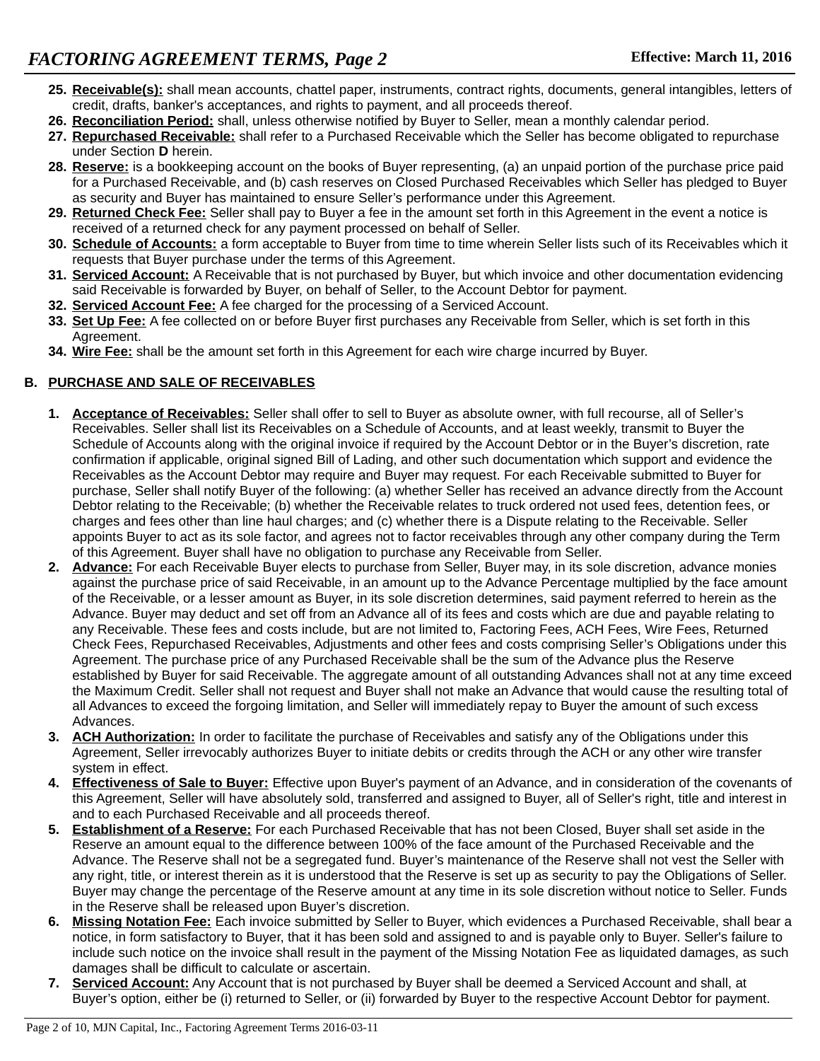25. **Receivable(s):** shall mean accounts, chattel paper, instruments, contract rights, documents, general intangibles, letters of credit, drafts, banker's acceptances, and rights to payment, and all proceeds thereof.
26. **Reconciliation Period:** shall, unless otherwise notified by Buyer to Seller, mean a monthly calendar period.
27. **Repurchased Receivable:** shall refer to a Purchased Receivable which the Seller has become obligated to repurchase under Section **D** herein.
28. **Reserve:** is a bookkeeping account on the books of Buyer representing, (a) an unpaid portion of the purchase price paid for a Purchased Receivable, and (b) cash reserves on Closed Purchased Receivables which Seller has pledged to Buyer as security and Buyer has maintained to ensure Seller's performance under this Agreement.
29. **Returned Check Fee:** Seller shall pay to Buyer a fee in the amount set forth in this Agreement in the event a notice is received of a returned check for any payment processed on behalf of Seller.
30. **Schedule of Accounts:** a form acceptable to Buyer from time to time wherein Seller lists such of its Receivables which it requests that Buyer purchase under the terms of this Agreement.
31. **Serviced Account:** A Receivable that is not purchased by Buyer, but which invoice and other documentation evidencing said Receivable is forwarded by Buyer, on behalf of Seller, to the Account Debtor for payment.
32. **Serviced Account Fee:** A fee charged for the processing of a Serviced Account.
33. **Set Up Fee:** A fee collected on or before Buyer first purchases any Receivable from Seller, which is set forth in this Agreement.
34. **Wire Fee:** shall be the amount set forth in this Agreement for each wire charge incurred by Buyer.

## B. PURCHASE AND SALE OF RECEIVABLES

1. **Acceptance of Receivables:** Seller shall offer to sell to Buyer as absolute owner, with full recourse, all of Seller's Receivables. Seller shall list its Receivables on a Schedule of Accounts, and at least weekly, transmit to Buyer the Schedule of Accounts along with the original invoice if required by the Account Debtor or in the Buyer's discretion, rate confirmation if applicable, original signed Bill of Lading, and other such documentation which support and evidence the Receivables as the Account Debtor may require and Buyer may request. For each Receivable submitted to Buyer for purchase, Seller shall notify Buyer of the following: (a) whether Seller has received an advance directly from the Account Debtor relating to the Receivable; (b) whether the Receivable relates to truck ordered not used fees, detention fees, or charges and fees other than line haul charges; and (c) whether there is a Dispute relating to the Receivable. Seller appoints Buyer to act as its sole factor, and agrees not to factor receivables through any other company during the Term of this Agreement. Buyer shall have no obligation to purchase any Receivable from Seller.
2. **Advance:** For each Receivable Buyer elects to purchase from Seller, Buyer may, in its sole discretion, advance monies against the purchase price of said Receivable, in an amount up to the Advance Percentage multiplied by the face amount of the Receivable, or a lesser amount as Buyer, in its sole discretion determines, said payment referred to herein as the Advance. Buyer may deduct and set off from an Advance all of its fees and costs which are due and payable relating to any Receivable. These fees and costs include, but are not limited to, Factoring Fees, ACH Fees, Wire Fees, Returned Check Fees, Repurchased Receivables, Adjustments and other fees and costs comprising Seller's Obligations under this Agreement. The purchase price of any Purchased Receivable shall be the sum of the Advance plus the Reserve established by Buyer for said Receivable. The aggregate amount of all outstanding Advances shall not at any time exceed the Maximum Credit. Seller shall not request and Buyer shall not make an Advance that would cause the resulting total of all Advances to exceed the forgoing limitation, and Seller will immediately repay to Buyer the amount of such excess Advances.
3. **ACH Authorization:** In order to facilitate the purchase of Receivables and satisfy any of the Obligations under this Agreement, Seller irrevocably authorizes Buyer to initiate debits or credits through the ACH or any other wire transfer system in effect.
4. **Effectiveness of Sale to Buyer:** Effective upon Buyer's payment of an Advance, and in consideration of the covenants of this Agreement, Seller will have absolutely sold, transferred and assigned to Buyer, all of Seller's right, title and interest in and to each Purchased Receivable and all proceeds thereof.
5. **Establishment of a Reserve:** For each Purchased Receivable that has not been Closed, Buyer shall set aside in the Reserve an amount equal to the difference between 100% of the face amount of the Purchased Receivable and the Advance. The Reserve shall not be a segregated fund. Buyer's maintenance of the Reserve shall not vest the Seller with any right, title, or interest therein as it is understood that the Reserve is set up as security to pay the Obligations of Seller. Buyer may change the percentage of the Reserve amount at any time in its sole discretion without notice to Seller. Funds in the Reserve shall be released upon Buyer's discretion.
6. **Missing Notation Fee:** Each invoice submitted by Seller to Buyer, which evidences a Purchased Receivable, shall bear a notice, in form satisfactory to Buyer, that it has been sold and assigned to and is payable only to Buyer. Seller's failure to include such notice on the invoice shall result in the payment of the Missing Notation Fee as liquidated damages, as such damages shall be difficult to calculate or ascertain.
7. **Serviced Account:** Any Account that is not purchased by Buyer shall be deemed a Serviced Account and shall, at Buyer's option, either be (i) returned to Seller, or (ii) forwarded by Buyer to the respective Account Debtor for payment.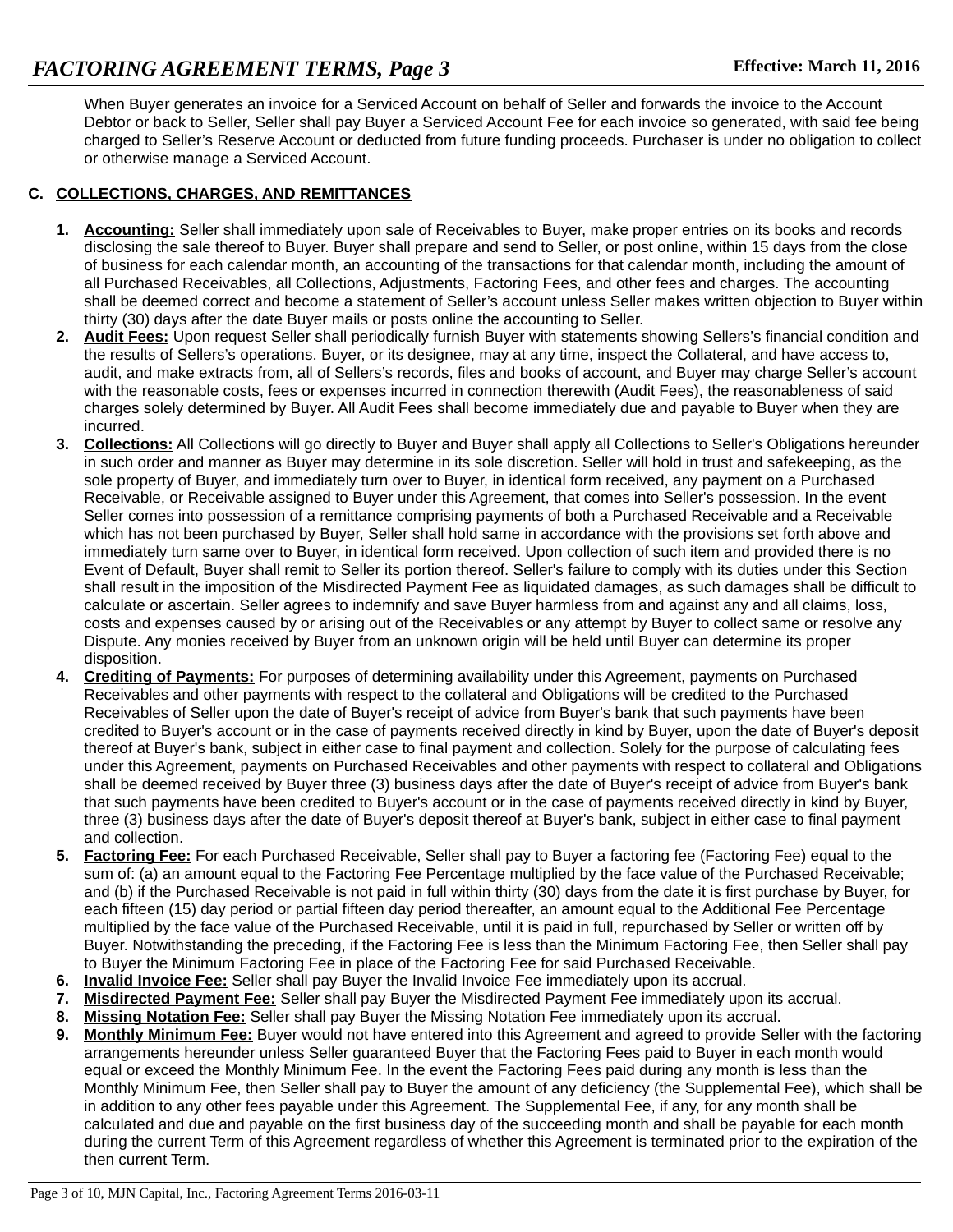When Buyer generates an invoice for a Serviced Account on behalf of Seller and forwards the invoice to the Account Debtor or back to Seller, Seller shall pay Buyer a Serviced Account Fee for each invoice so generated, with said fee being charged to Seller's Reserve Account or deducted from future funding proceeds. Purchaser is under no obligation to collect or otherwise manage a Serviced Account.

## C. COLLECTIONS, CHARGES, AND REMITTANCES

1. **Accounting:** Seller shall immediately upon sale of Receivables to Buyer, make proper entries on its books and records disclosing the sale thereof to Buyer. Buyer shall prepare and send to Seller, or post online, within 15 days from the close of business for each calendar month, an accounting of the transactions for that calendar month, including the amount of all Purchased Receivables, all Collections, Adjustments, Factoring Fees, and other fees and charges. The accounting shall be deemed correct and become a statement of Seller's account unless Seller makes written objection to Buyer within thirty (30) days after the date Buyer mails or posts online the accounting to Seller.
2. **Audit Fees:** Upon request Seller shall periodically furnish Buyer with statements showing Sellers's financial condition and the results of Sellers's operations. Buyer, or its designee, may at any time, inspect the Collateral, and have access to, audit, and make extracts from, all of Sellers's records, files and books of account, and Buyer may charge Seller's account with the reasonable costs, fees or expenses incurred in connection therewith (Audit Fees), the reasonableness of said charges solely determined by Buyer. All Audit Fees shall become immediately due and payable to Buyer when they are incurred.
3. **Collections:** All Collections will go directly to Buyer and Buyer shall apply all Collections to Seller's Obligations hereunder in such order and manner as Buyer may determine in its sole discretion. Seller will hold in trust and safekeeping, as the sole property of Buyer, and immediately turn over to Buyer, in identical form received, any payment on a Purchased Receivable, or Receivable assigned to Buyer under this Agreement, that comes into Seller's possession. In the event Seller comes into possession of a remittance comprising payments of both a Purchased Receivable and a Receivable which has not been purchased by Buyer, Seller shall hold same in accordance with the provisions set forth above and immediately turn same over to Buyer, in identical form received. Upon collection of such item and provided there is no Event of Default, Buyer shall remit to Seller its portion thereof. Seller's failure to comply with its duties under this Section shall result in the imposition of the Misdirected Payment Fee as liquidated damages, as such damages shall be difficult to calculate or ascertain. Seller agrees to indemnify and save Buyer harmless from and against any and all claims, loss, costs and expenses caused by or arising out of the Receivables or any attempt by Buyer to collect same or resolve any Dispute. Any monies received by Buyer from an unknown origin will be held until Buyer can determine its proper disposition.
4. **Crediting of Payments:** For purposes of determining availability under this Agreement, payments on Purchased Receivables and other payments with respect to the collateral and Obligations will be credited to the Purchased Receivables of Seller upon the date of Buyer's receipt of advice from Buyer's bank that such payments have been credited to Buyer's account or in the case of payments received directly in kind by Buyer, upon the date of Buyer's deposit thereof at Buyer's bank, subject in either case to final payment and collection. Solely for the purpose of calculating fees under this Agreement, payments on Purchased Receivables and other payments with respect to collateral and Obligations shall be deemed received by Buyer three (3) business days after the date of Buyer's receipt of advice from Buyer's bank that such payments have been credited to Buyer's account or in the case of payments received directly in kind by Buyer, three (3) business days after the date of Buyer's deposit thereof at Buyer's bank, subject in either case to final payment and collection.
5. **Factoring Fee:** For each Purchased Receivable, Seller shall pay to Buyer a factoring fee (Factoring Fee) equal to the sum of: (a) an amount equal to the Factoring Fee Percentage multiplied by the face value of the Purchased Receivable; and (b) if the Purchased Receivable is not paid in full within thirty (30) days from the date it is first purchase by Buyer, for each fifteen (15) day period or partial fifteen day period thereafter, an amount equal to the Additional Fee Percentage multiplied by the face value of the Purchased Receivable, until it is paid in full, repurchased by Seller or written off by Buyer. Notwithstanding the preceding, if the Factoring Fee is less than the Minimum Factoring Fee, then Seller shall pay to Buyer the Minimum Factoring Fee in place of the Factoring Fee for said Purchased Receivable.
6. **Invalid Invoice Fee:** Seller shall pay Buyer the Invalid Invoice Fee immediately upon its accrual.
7. **Misdirected Payment Fee:** Seller shall pay Buyer the Misdirected Payment Fee immediately upon its accrual.
8. **Missing Notation Fee:** Seller shall pay Buyer the Missing Notation Fee immediately upon its accrual.
9. **Monthly Minimum Fee:** Buyer would not have entered into this Agreement and agreed to provide Seller with the factoring arrangements hereunder unless Seller guaranteed Buyer that the Factoring Fees paid to Buyer in each month would equal or exceed the Monthly Minimum Fee. In the event the Factoring Fees paid during any month is less than the Monthly Minimum Fee, then Seller shall pay to Buyer the amount of any deficiency (the Supplemental Fee), which shall be in addition to any other fees payable under this Agreement. The Supplemental Fee, if any, for any month shall be calculated and due and payable on the first business day of the succeeding month and shall be payable for each month during the current Term of this Agreement regardless of whether this Agreement is terminated prior to the expiration of the then current Term.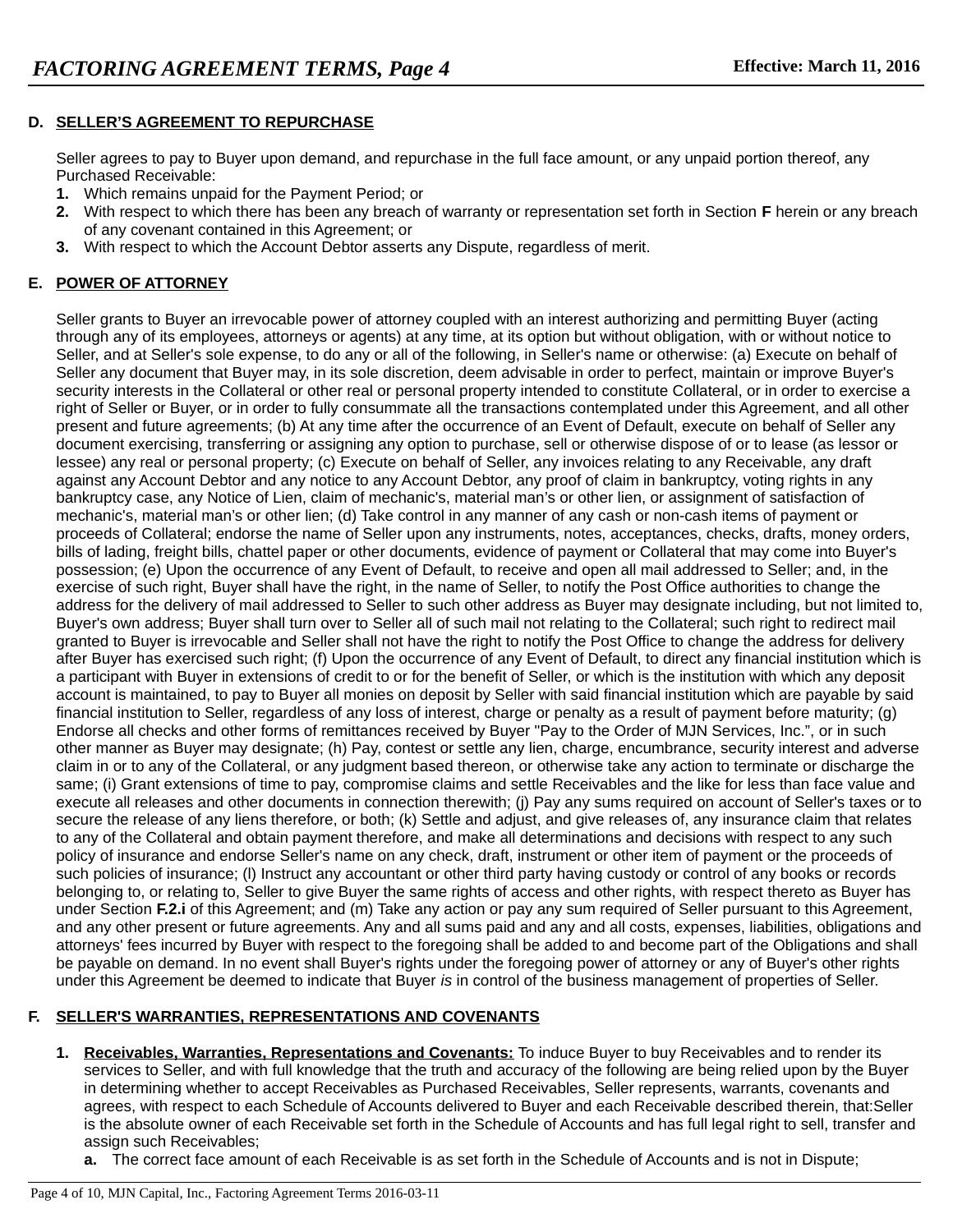## D. SELLER'S AGREEMENT TO REPURCHASE

Seller agrees to pay to Buyer upon demand, and repurchase in the full face amount, or any unpaid portion thereof, any Purchased Receivable:

1. Which remains unpaid for the Payment Period; or
2. With respect to which there has been any breach of warranty or representation set forth in Section **F** herein or any breach of any covenant contained in this Agreement; or
3. With respect to which the Account Debtor asserts any Dispute, regardless of merit.

## E. POWER OF ATTORNEY

Seller grants to Buyer an irrevocable power of attorney coupled with an interest authorizing and permitting Buyer (acting through any of its employees, attorneys or agents) at any time, at its option but without obligation, with or without notice to Seller, and at Seller's sole expense, to do any or all of the following, in Seller's name or otherwise: (a) Execute on behalf of Seller any document that Buyer may, in its sole discretion, deem advisable in order to perfect, maintain or improve Buyer's security interests in the Collateral or other real or personal property intended to constitute Collateral, or in order to exercise a right of Seller or Buyer, or in order to fully consummate all the transactions contemplated under this Agreement, and all other present and future agreements; (b) At any time after the occurrence of an Event of Default, execute on behalf of Seller any document exercising, transferring or assigning any option to purchase, sell or otherwise dispose of or to lease (as lessor or lessee) any real or personal property; (c) Execute on behalf of Seller, any invoices relating to any Receivable, any draft against any Account Debtor and any notice to any Account Debtor, any proof of claim in bankruptcy, voting rights in any bankruptcy case, any Notice of Lien, claim of mechanic's, material man's or other lien, or assignment of satisfaction of mechanic's, material man's or other lien; (d) Take control in any manner of any cash or non-cash items of payment or proceeds of Collateral; endorse the name of Seller upon any instruments, notes, acceptances, checks, drafts, money orders, bills of lading, freight bills, chattel paper or other documents, evidence of payment or Collateral that may come into Buyer's possession; (e) Upon the occurrence of any Event of Default, to receive and open all mail addressed to Seller; and, in the exercise of such right, Buyer shall have the right, in the name of Seller, to notify the Post Office authorities to change the address for the delivery of mail addressed to Seller to such other address as Buyer may designate including, but not limited to, Buyer's own address; Buyer shall turn over to Seller all of such mail not relating to the Collateral; such right to redirect mail granted to Buyer is irrevocable and Seller shall not have the right to notify the Post Office to change the address for delivery after Buyer has exercised such right; (f) Upon the occurrence of any Event of Default, to direct any financial institution which is a participant with Buyer in extensions of credit to or for the benefit of Seller, or which is the institution with which any deposit account is maintained, to pay to Buyer all monies on deposit by Seller with said financial institution which are payable by said financial institution to Seller, regardless of any loss of interest, charge or penalty as a result of payment before maturity; (g) Endorse all checks and other forms of remittances received by Buyer "Pay to the Order of MJN Services, Inc.", or in such other manner as Buyer may designate; (h) Pay, contest or settle any lien, charge, encumbrance, security interest and adverse claim in or to any of the Collateral, or any judgment based thereon, or otherwise take any action to terminate or discharge the same; (i) Grant extensions of time to pay, compromise claims and settle Receivables and the like for less than face value and execute all releases and other documents in connection therewith; (j) Pay any sums required on account of Seller's taxes or to secure the release of any liens therefore, or both; (k) Settle and adjust, and give releases of, any insurance claim that relates to any of the Collateral and obtain payment therefore, and make all determinations and decisions with respect to any such policy of insurance and endorse Seller's name on any check, draft, instrument or other item of payment or the proceeds of such policies of insurance; (l) Instruct any accountant or other third party having custody or control of any books or records belonging to, or relating to, Seller to give Buyer the same rights of access and other rights, with respect thereto as Buyer has under Section **F.2.i** of this Agreement; and (m) Take any action or pay any sum required of Seller pursuant to this Agreement, and any other present or future agreements. Any and all sums paid and any and all costs, expenses, liabilities, obligations and attorneys' fees incurred by Buyer with respect to the foregoing shall be added to and become part of the Obligations and shall be payable on demand. In no event shall Buyer's rights under the foregoing power of attorney or any of Buyer's other rights under this Agreement be deemed to indicate that Buyer *is* in control of the business management of properties of Seller.

## F. SELLER'S WARRANTIES, REPRESENTATIONS AND COVENANTS

1. **Receivables, Warranties, Representations and Covenants:** To induce Buyer to buy Receivables and to render its services to Seller, and with full knowledge that the truth and accuracy of the following are being relied upon by the Buyer in determining whether to accept Receivables as Purchased Receivables, Seller represents, warrants, covenants and agrees, with respect to each Schedule of Accounts delivered to Buyer and each Receivable described therein, that:Seller is the absolute owner of each Receivable set forth in the Schedule of Accounts and has full legal right to sell, transfer and assign such Receivables;
   a. The correct face amount of each Receivable is as set forth in the Schedule of Accounts and is not in Dispute;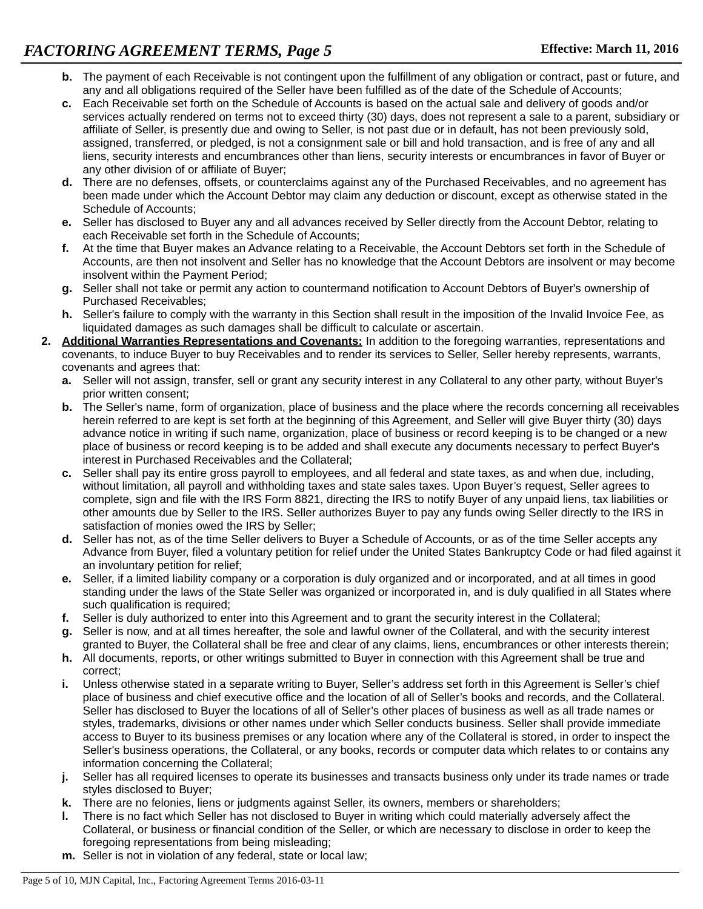- **b.** The payment of each Receivable is not contingent upon the fulfillment of any obligation or contract, past or future, and any and all obligations required of the Seller have been fulfilled as of the date of the Schedule of Accounts;
- **c.** Each Receivable set forth on the Schedule of Accounts is based on the actual sale and delivery of goods and/or services actually rendered on terms not to exceed thirty (30) days, does not represent a sale to a parent, subsidiary or affiliate of Seller, is presently due and owing to Seller, is not past due or in default, has not been previously sold, assigned, transferred, or pledged, is not a consignment sale or bill and hold transaction, and is free of any and all liens, security interests and encumbrances other than liens, security interests or encumbrances in favor of Buyer or any other division of or affiliate of Buyer;
- **d.** There are no defenses, offsets, or counterclaims against any of the Purchased Receivables, and no agreement has been made under which the Account Debtor may claim any deduction or discount, except as otherwise stated in the Schedule of Accounts;
- **e.** Seller has disclosed to Buyer any and all advances received by Seller directly from the Account Debtor, relating to each Receivable set forth in the Schedule of Accounts;
- **f.** At the time that Buyer makes an Advance relating to a Receivable, the Account Debtors set forth in the Schedule of Accounts, are then not insolvent and Seller has no knowledge that the Account Debtors are insolvent or may become insolvent within the Payment Period;
- **g.** Seller shall not take or permit any action to countermand notification to Account Debtors of Buyer's ownership of Purchased Receivables;
- **h.** Seller's failure to comply with the warranty in this Section shall result in the imposition of the Invalid Invoice Fee, as liquidated damages as such damages shall be difficult to calculate or ascertain.

**2.** **<u>Additional Warranties Representations and Covenants:</u>** In addition to the foregoing warranties, representations and covenants, to induce Buyer to buy Receivables and to render its services to Seller, Seller hereby represents, warrants, covenants and agrees that:

- **a.** Seller will not assign, transfer, sell or grant any security interest in any Collateral to any other party, without Buyer's prior written consent;
- **b.** The Seller's name, form of organization, place of business and the place where the records concerning all receivables herein referred to are kept is set forth at the beginning of this Agreement, and Seller will give Buyer thirty (30) days advance notice in writing if such name, organization, place of business or record keeping is to be changed or a new place of business or record keeping is to be added and shall execute any documents necessary to perfect Buyer's interest in Purchased Receivables and the Collateral;
- **c.** Seller shall pay its entire gross payroll to employees, and all federal and state taxes, as and when due, including, without limitation, all payroll and withholding taxes and state sales taxes. Upon Buyer’s request, Seller agrees to complete, sign and file with the IRS Form 8821, directing the IRS to notify Buyer of any unpaid liens, tax liabilities or other amounts due by Seller to the IRS. Seller authorizes Buyer to pay any funds owing Seller directly to the IRS in satisfaction of monies owed the IRS by Seller;
- **d.** Seller has not, as of the time Seller delivers to Buyer a Schedule of Accounts, or as of the time Seller accepts any Advance from Buyer, filed a voluntary petition for relief under the United States Bankruptcy Code or had filed against it an involuntary petition for relief;
- **e.** Seller, if a limited liability company or a corporation is duly organized and or incorporated, and at all times in good standing under the laws of the State Seller was organized or incorporated in, and is duly qualified in all States where such qualification is required;
- **f.** Seller is duly authorized to enter into this Agreement and to grant the security interest in the Collateral;
- **g.** Seller is now, and at all times hereafter, the sole and lawful owner of the Collateral, and with the security interest granted to Buyer, the Collateral shall be free and clear of any claims, liens, encumbrances or other interests therein;
- **h.** All documents, reports, or other writings submitted to Buyer in connection with this Agreement shall be true and correct;
- **i.** Unless otherwise stated in a separate writing to Buyer, Seller’s address set forth in this Agreement is Seller’s chief place of business and chief executive office and the location of all of Seller’s books and records, and the Collateral. Seller has disclosed to Buyer the locations of all of Seller’s other places of business as well as all trade names or styles, trademarks, divisions or other names under which Seller conducts business. Seller shall provide immediate access to Buyer to its business premises or any location where any of the Collateral is stored, in order to inspect the Seller's business operations, the Collateral, or any books, records or computer data which relates to or contains any information concerning the Collateral;
- **j.** Seller has all required licenses to operate its businesses and transacts business only under its trade names or trade styles disclosed to Buyer;
- **k.** There are no felonies, liens or judgments against Seller, its owners, members or shareholders;
- **l.** There is no fact which Seller has not disclosed to Buyer in writing which could materially adversely affect the Collateral, or business or financial condition of the Seller, or which are necessary to disclose in order to keep the foregoing representations from being misleading;
- **m.** Seller is not in violation of any federal, state or local law;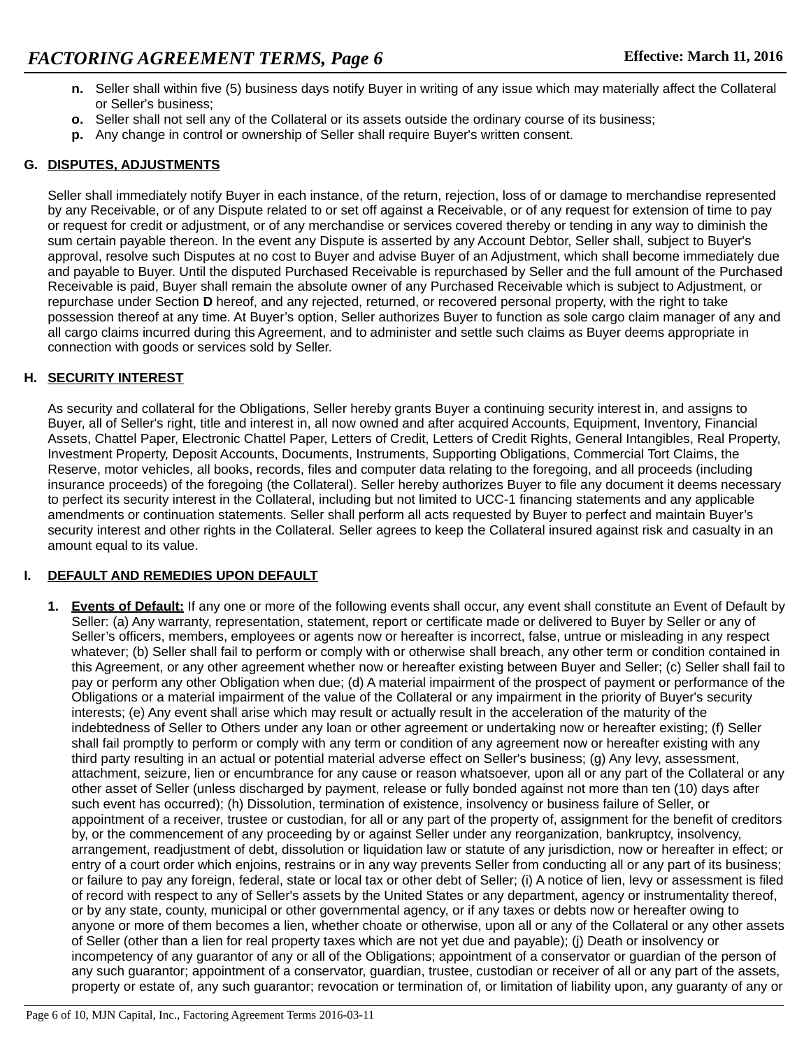**n.** Seller shall within five (5) business days notify Buyer in writing of any issue which may materially affect the Collateral or Seller's business;

**o.** Seller shall not sell any of the Collateral or its assets outside the ordinary course of its business;

**p.** Any change in control or ownership of Seller shall require Buyer's written consent.

## G. DISPUTES, ADJUSTMENTS

Seller shall immediately notify Buyer in each instance, of the return, rejection, loss of or damage to merchandise represented by any Receivable, or of any Dispute related to or set off against a Receivable, or of any request for extension of time to pay or request for credit or adjustment, or of any merchandise or services covered thereby or tending in any way to diminish the sum certain payable thereon. In the event any Dispute is asserted by any Account Debtor, Seller shall, subject to Buyer's approval, resolve such Disputes at no cost to Buyer and advise Buyer of an Adjustment, which shall become immediately due and payable to Buyer. Until the disputed Purchased Receivable is repurchased by Seller and the full amount of the Purchased Receivable is paid, Buyer shall remain the absolute owner of any Purchased Receivable which is subject to Adjustment, or repurchase under Section **D** hereof, and any rejected, returned, or recovered personal property, with the right to take possession thereof at any time. At Buyer's option, Seller authorizes Buyer to function as sole cargo claim manager of any and all cargo claims incurred during this Agreement, and to administer and settle such claims as Buyer deems appropriate in connection with goods or services sold by Seller.

## H. SECURITY INTEREST

As security and collateral for the Obligations, Seller hereby grants Buyer a continuing security interest in, and assigns to Buyer, all of Seller's right, title and interest in, all now owned and after acquired Accounts, Equipment, Inventory, Financial Assets, Chattel Paper, Electronic Chattel Paper, Letters of Credit, Letters of Credit Rights, General Intangibles, Real Property, Investment Property, Deposit Accounts, Documents, Instruments, Supporting Obligations, Commercial Tort Claims, the Reserve, motor vehicles, all books, records, files and computer data relating to the foregoing, and all proceeds (including insurance proceeds) of the foregoing (the Collateral). Seller hereby authorizes Buyer to file any document it deems necessary to perfect its security interest in the Collateral, including but not limited to UCC-1 financing statements and any applicable amendments or continuation statements. Seller shall perform all acts requested by Buyer to perfect and maintain Buyer's security interest and other rights in the Collateral. Seller agrees to keep the Collateral insured against risk and casualty in an amount equal to its value.

## I. DEFAULT AND REMEDIES UPON DEFAULT

1. **Events of Default:** If any one or more of the following events shall occur, any event shall constitute an Event of Default by Seller: (a) Any warranty, representation, statement, report or certificate made or delivered to Buyer by Seller or any of Seller's officers, members, employees or agents now or hereafter is incorrect, false, untrue or misleading in any respect whatever; (b) Seller shall fail to perform or comply with or otherwise shall breach, any other term or condition contained in this Agreement, or any other agreement whether now or hereafter existing between Buyer and Seller; (c) Seller shall fail to pay or perform any other Obligation when due; (d) A material impairment of the prospect of payment or performance of the Obligations or a material impairment of the value of the Collateral or any impairment in the priority of Buyer's security interests; (e) Any event shall arise which may result or actually result in the acceleration of the maturity of the indebtedness of Seller to Others under any loan or other agreement or undertaking now or hereafter existing; (f) Seller shall fail promptly to perform or comply with any term or condition of any agreement now or hereafter existing with any third party resulting in an actual or potential material adverse effect on Seller's business; (g) Any levy, assessment, attachment, seizure, lien or encumbrance for any cause or reason whatsoever, upon all or any part of the Collateral or any other asset of Seller (unless discharged by payment, release or fully bonded against not more than ten (10) days after such event has occurred); (h) Dissolution, termination of existence, insolvency or business failure of Seller, or appointment of a receiver, trustee or custodian, for all or any part of the property of, assignment for the benefit of creditors by, or the commencement of any proceeding by or against Seller under any reorganization, bankruptcy, insolvency, arrangement, readjustment of debt, dissolution or liquidation law or statute of any jurisdiction, now or hereafter in effect; or entry of a court order which enjoins, restrains or in any way prevents Seller from conducting all or any part of its business; or failure to pay any foreign, federal, state or local tax or other debt of Seller; (i) A notice of lien, levy or assessment is filed of record with respect to any of Seller's assets by the United States or any department, agency or instrumentality thereof, or by any state, county, municipal or other governmental agency, or if any taxes or debts now or hereafter owing to anyone or more of them becomes a lien, whether choate or otherwise, upon all or any of the Collateral or any other assets of Seller (other than a lien for real property taxes which are not yet due and payable); (j) Death or insolvency or incompetency of any guarantor of any or all of the Obligations; appointment of a conservator or guardian of the person of any such guarantor; appointment of a conservator, guardian, trustee, custodian or receiver of all or any part of the assets, property or estate of, any such guarantor; revocation or termination of, or limitation of liability upon, any guaranty of any or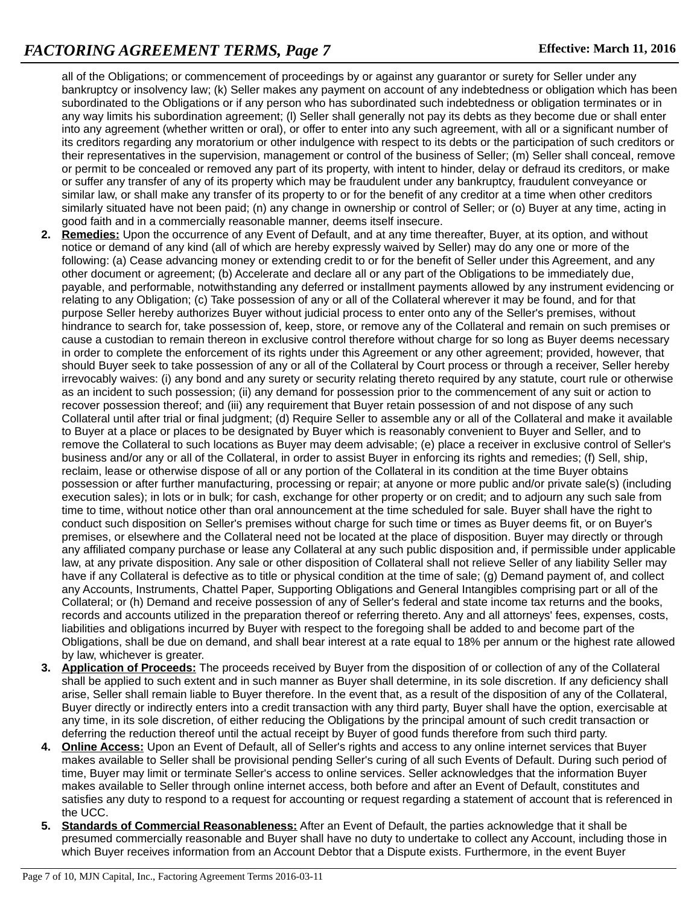all of the Obligations; or commencement of proceedings by or against any guarantor or surety for Seller under any bankruptcy or insolvency law; (k) Seller makes any payment on account of any indebtedness or obligation which has been subordinated to the Obligations or if any person who has subordinated such indebtedness or obligation terminates or in any way limits his subordination agreement; (l) Seller shall generally not pay its debts as they become due or shall enter into any agreement (whether written or oral), or offer to enter into any such agreement, with all or a significant number of its creditors regarding any moratorium or other indulgence with respect to its debts or the participation of such creditors or their representatives in the supervision, management or control of the business of Seller; (m) Seller shall conceal, remove or permit to be concealed or removed any part of its property, with intent to hinder, delay or defraud its creditors, or make or suffer any transfer of any of its property which may be fraudulent under any bankruptcy, fraudulent conveyance or similar law, or shall make any transfer of its property to or for the benefit of any creditor at a time when other creditors similarly situated have not been paid; (n) any change in ownership or control of Seller; or (o) Buyer at any time, acting in good faith and in a commercially reasonable manner, deems itself insecure.

2. **Remedies:** Upon the occurrence of any Event of Default, and at any time thereafter, Buyer, at its option, and without notice or demand of any kind (all of which are hereby expressly waived by Seller) may do any one or more of the following: (a) Cease advancing money or extending credit to or for the benefit of Seller under this Agreement, and any other document or agreement; (b) Accelerate and declare all or any part of the Obligations to be immediately due, payable, and performable, notwithstanding any deferred or installment payments allowed by any instrument evidencing or relating to any Obligation; (c) Take possession of any or all of the Collateral wherever it may be found, and for that purpose Seller hereby authorizes Buyer without judicial process to enter onto any of the Seller's premises, without hindrance to search for, take possession of, keep, store, or remove any of the Collateral and remain on such premises or cause a custodian to remain thereon in exclusive control therefore without charge for so long as Buyer deems necessary in order to complete the enforcement of its rights under this Agreement or any other agreement; provided, however, that should Buyer seek to take possession of any or all of the Collateral by Court process or through a receiver, Seller hereby irrevocably waives: (i) any bond and any surety or security relating thereto required by any statute, court rule or otherwise as an incident to such possession; (ii) any demand for possession prior to the commencement of any suit or action to recover possession thereof; and (iii) any requirement that Buyer retain possession of and not dispose of any such Collateral until after trial or final judgment; (d) Require Seller to assemble any or all of the Collateral and make it available to Buyer at a place or places to be designated by Buyer which is reasonably convenient to Buyer and Seller, and to remove the Collateral to such locations as Buyer may deem advisable; (e) place a receiver in exclusive control of Seller's business and/or any or all of the Collateral, in order to assist Buyer in enforcing its rights and remedies; (f) Sell, ship, reclaim, lease or otherwise dispose of all or any portion of the Collateral in its condition at the time Buyer obtains possession or after further manufacturing, processing or repair; at anyone or more public and/or private sale(s) (including execution sales); in lots or in bulk; for cash, exchange for other property or on credit; and to adjourn any such sale from time to time, without notice other than oral announcement at the time scheduled for sale. Buyer shall have the right to conduct such disposition on Seller's premises without charge for such time or times as Buyer deems fit, or on Buyer's premises, or elsewhere and the Collateral need not be located at the place of disposition. Buyer may directly or through any affiliated company purchase or lease any Collateral at any such public disposition and, if permissible under applicable law, at any private disposition. Any sale or other disposition of Collateral shall not relieve Seller of any liability Seller may have if any Collateral is defective as to title or physical condition at the time of sale; (g) Demand payment of, and collect any Accounts, Instruments, Chattel Paper, Supporting Obligations and General Intangibles comprising part or all of the Collateral; or (h) Demand and receive possession of any of Seller's federal and state income tax returns and the books, records and accounts utilized in the preparation thereof or referring thereto. Any and all attorneys' fees, expenses, costs, liabilities and obligations incurred by Buyer with respect to the foregoing shall be added to and become part of the Obligations, shall be due on demand, and shall bear interest at a rate equal to 18% per annum or the highest rate allowed by law, whichever is greater.

3. **Application of Proceeds:** The proceeds received by Buyer from the disposition of or collection of any of the Collateral shall be applied to such extent and in such manner as Buyer shall determine, in its sole discretion. If any deficiency shall arise, Seller shall remain liable to Buyer therefore. In the event that, as a result of the disposition of any of the Collateral, Buyer directly or indirectly enters into a credit transaction with any third party, Buyer shall have the option, exercisable at any time, in its sole discretion, of either reducing the Obligations by the principal amount of such credit transaction or deferring the reduction thereof until the actual receipt by Buyer of good funds therefore from such third party.

4. **Online Access:** Upon an Event of Default, all of Seller's rights and access to any online internet services that Buyer makes available to Seller shall be provisional pending Seller's curing of all such Events of Default. During such period of time, Buyer may limit or terminate Seller's access to online services. Seller acknowledges that the information Buyer makes available to Seller through online internet access, both before and after an Event of Default, constitutes and satisfies any duty to respond to a request for accounting or request regarding a statement of account that is referenced in the UCC.

5. **Standards of Commercial Reasonableness:** After an Event of Default, the parties acknowledge that it shall be presumed commercially reasonable and Buyer shall have no duty to undertake to collect any Account, including those in which Buyer receives information from an Account Debtor that a Dispute exists. Furthermore, in the event Buyer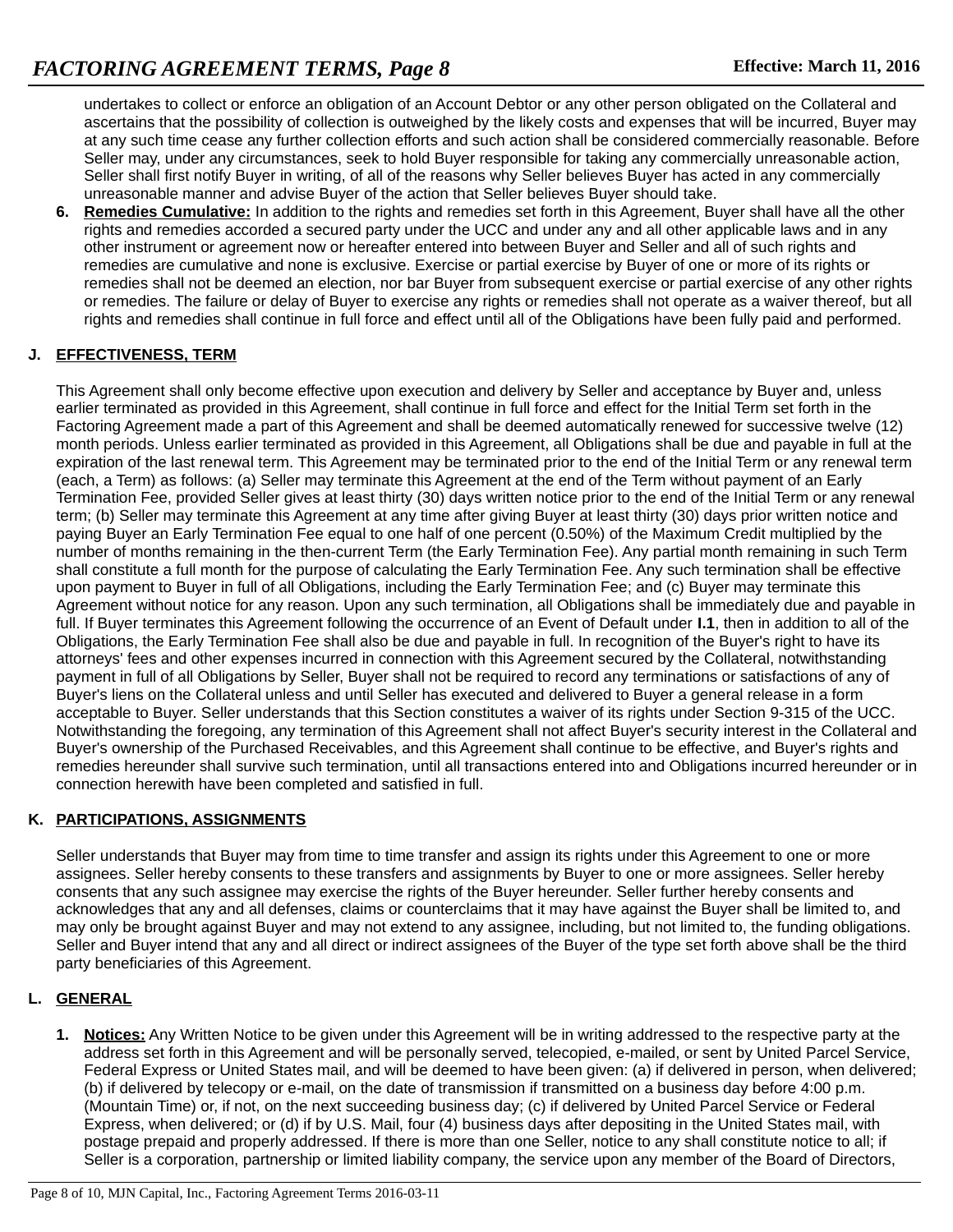undertakes to collect or enforce an obligation of an Account Debtor or any other person obligated on the Collateral and ascertains that the possibility of collection is outweighed by the likely costs and expenses that will be incurred, Buyer may at any such time cease any further collection efforts and such action shall be considered commercially reasonable. Before Seller may, under any circumstances, seek to hold Buyer responsible for taking any commercially unreasonable action, Seller shall first notify Buyer in writing, of all of the reasons why Seller believes Buyer has acted in any commercially unreasonable manner and advise Buyer of the action that Seller believes Buyer should take.

6. **Remedies Cumulative:** In addition to the rights and remedies set forth in this Agreement, Buyer shall have all the other rights and remedies accorded a secured party under the UCC and under any and all other applicable laws and in any other instrument or agreement now or hereafter entered into between Buyer and Seller and all of such rights and remedies are cumulative and none is exclusive. Exercise or partial exercise by Buyer of one or more of its rights or remedies shall not be deemed an election, nor bar Buyer from subsequent exercise or partial exercise of any other rights or remedies. The failure or delay of Buyer to exercise any rights or remedies shall not operate as a waiver thereof, but all rights and remedies shall continue in full force and effect until all of the Obligations have been fully paid and performed.

## J. EFFECTIVENESS, TERM

This Agreement shall only become effective upon execution and delivery by Seller and acceptance by Buyer and, unless earlier terminated as provided in this Agreement, shall continue in full force and effect for the Initial Term set forth in the Factoring Agreement made a part of this Agreement and shall be deemed automatically renewed for successive twelve (12) month periods. Unless earlier terminated as provided in this Agreement, all Obligations shall be due and payable in full at the expiration of the last renewal term. This Agreement may be terminated prior to the end of the Initial Term or any renewal term (each, a Term) as follows: (a) Seller may terminate this Agreement at the end of the Term without payment of an Early Termination Fee, provided Seller gives at least thirty (30) days written notice prior to the end of the Initial Term or any renewal term; (b) Seller may terminate this Agreement at any time after giving Buyer at least thirty (30) days prior written notice and paying Buyer an Early Termination Fee equal to one half of one percent (0.50%) of the Maximum Credit multiplied by the number of months remaining in the then-current Term (the Early Termination Fee). Any partial month remaining in such Term shall constitute a full month for the purpose of calculating the Early Termination Fee. Any such termination shall be effective upon payment to Buyer in full of all Obligations, including the Early Termination Fee; and (c) Buyer may terminate this Agreement without notice for any reason. Upon any such termination, all Obligations shall be immediately due and payable in full. If Buyer terminates this Agreement following the occurrence of an Event of Default under **I.1**, then in addition to all of the Obligations, the Early Termination Fee shall also be due and payable in full. In recognition of the Buyer's right to have its attorneys' fees and other expenses incurred in connection with this Agreement secured by the Collateral, notwithstanding payment in full of all Obligations by Seller, Buyer shall not be required to record any terminations or satisfactions of any of Buyer's liens on the Collateral unless and until Seller has executed and delivered to Buyer a general release in a form acceptable to Buyer. Seller understands that this Section constitutes a waiver of its rights under Section 9-315 of the UCC. Notwithstanding the foregoing, any termination of this Agreement shall not affect Buyer's security interest in the Collateral and Buyer's ownership of the Purchased Receivables, and this Agreement shall continue to be effective, and Buyer's rights and remedies hereunder shall survive such termination, until all transactions entered into and Obligations incurred hereunder or in connection herewith have been completed and satisfied in full.

## K. PARTICIPATIONS, ASSIGNMENTS

Seller understands that Buyer may from time to time transfer and assign its rights under this Agreement to one or more assignees. Seller hereby consents to these transfers and assignments by Buyer to one or more assignees. Seller hereby consents that any such assignee may exercise the rights of the Buyer hereunder. Seller further hereby consents and acknowledges that any and all defenses, claims or counterclaims that it may have against the Buyer shall be limited to, and may only be brought against Buyer and may not extend to any assignee, including, but not limited to, the funding obligations. Seller and Buyer intend that any and all direct or indirect assignees of the Buyer of the type set forth above shall be the third party beneficiaries of this Agreement.

## L. GENERAL

1. **Notices:** Any Written Notice to be given under this Agreement will be in writing addressed to the respective party at the address set forth in this Agreement and will be personally served, telecopied, e-mailed, or sent by United Parcel Service, Federal Express or United States mail, and will be deemed to have been given: (a) if delivered in person, when delivered; (b) if delivered by telecopy or e-mail, on the date of transmission if transmitted on a business day before 4:00 p.m. (Mountain Time) or, if not, on the next succeeding business day; (c) if delivered by United Parcel Service or Federal Express, when delivered; or (d) if by U.S. Mail, four (4) business days after depositing in the United States mail, with postage prepaid and properly addressed. If there is more than one Seller, notice to any shall constitute notice to all; if Seller is a corporation, partnership or limited liability company, the service upon any member of the Board of Directors,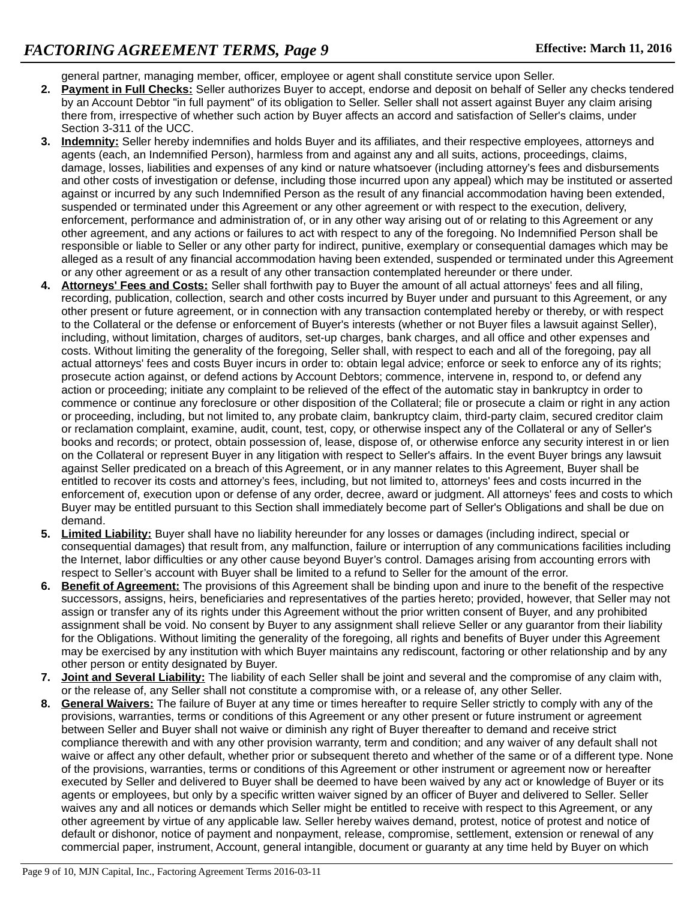general partner, managing member, officer, employee or agent shall constitute service upon Seller.

2. **Payment in Full Checks:** Seller authorizes Buyer to accept, endorse and deposit on behalf of Seller any checks tendered by an Account Debtor "in full payment" of its obligation to Seller. Seller shall not assert against Buyer any claim arising there from, irrespective of whether such action by Buyer affects an accord and satisfaction of Seller's claims, under Section 3-311 of the UCC.
3. **Indemnity:** Seller hereby indemnifies and holds Buyer and its affiliates, and their respective employees, attorneys and agents (each, an Indemnified Person), harmless from and against any and all suits, actions, proceedings, claims, damage, losses, liabilities and expenses of any kind or nature whatsoever (including attorney's fees and disbursements and other costs of investigation or defense, including those incurred upon any appeal) which may be instituted or asserted against or incurred by any such Indemnified Person as the result of any financial accommodation having been extended, suspended or terminated under this Agreement or any other agreement or with respect to the execution, delivery, enforcement, performance and administration of, or in any other way arising out of or relating to this Agreement or any other agreement, and any actions or failures to act with respect to any of the foregoing. No Indemnified Person shall be responsible or liable to Seller or any other party for indirect, punitive, exemplary or consequential damages which may be alleged as a result of any financial accommodation having been extended, suspended or terminated under this Agreement or any other agreement or as a result of any other transaction contemplated hereunder or there under.
4. **Attorneys' Fees and Costs:** Seller shall forthwith pay to Buyer the amount of all actual attorneys' fees and all filing, recording, publication, collection, search and other costs incurred by Buyer under and pursuant to this Agreement, or any other present or future agreement, or in connection with any transaction contemplated hereby or thereby, or with respect to the Collateral or the defense or enforcement of Buyer's interests (whether or not Buyer files a lawsuit against Seller), including, without limitation, charges of auditors, set-up charges, bank charges, and all office and other expenses and costs. Without limiting the generality of the foregoing, Seller shall, with respect to each and all of the foregoing, pay all actual attorneys' fees and costs Buyer incurs in order to: obtain legal advice; enforce or seek to enforce any of its rights; prosecute action against, or defend actions by Account Debtors; commence, intervene in, respond to, or defend any action or proceeding; initiate any complaint to be relieved of the effect of the automatic stay in bankruptcy in order to commence or continue any foreclosure or other disposition of the Collateral; file or prosecute a claim or right in any action or proceeding, including, but not limited to, any probate claim, bankruptcy claim, third-party claim, secured creditor claim or reclamation complaint, examine, audit, count, test, copy, or otherwise inspect any of the Collateral or any of Seller's books and records; or protect, obtain possession of, lease, dispose of, or otherwise enforce any security interest in or lien on the Collateral or represent Buyer in any litigation with respect to Seller's affairs. In the event Buyer brings any lawsuit against Seller predicated on a breach of this Agreement, or in any manner relates to this Agreement, Buyer shall be entitled to recover its costs and attorney's fees, including, but not limited to, attorneys' fees and costs incurred in the enforcement of, execution upon or defense of any order, decree, award or judgment. All attorneys' fees and costs to which Buyer may be entitled pursuant to this Section shall immediately become part of Seller's Obligations and shall be due on demand.
5. **Limited Liability:** Buyer shall have no liability hereunder for any losses or damages (including indirect, special or consequential damages) that result from, any malfunction, failure or interruption of any communications facilities including the Internet, labor difficulties or any other cause beyond Buyer's control. Damages arising from accounting errors with respect to Seller's account with Buyer shall be limited to a refund to Seller for the amount of the error.
6. **Benefit of Agreement:** The provisions of this Agreement shall be binding upon and inure to the benefit of the respective successors, assigns, heirs, beneficiaries and representatives of the parties hereto; provided, however, that Seller may not assign or transfer any of its rights under this Agreement without the prior written consent of Buyer, and any prohibited assignment shall be void. No consent by Buyer to any assignment shall relieve Seller or any guarantor from their liability for the Obligations. Without limiting the generality of the foregoing, all rights and benefits of Buyer under this Agreement may be exercised by any institution with which Buyer maintains any rediscount, factoring or other relationship and by any other person or entity designated by Buyer.
7. **Joint and Several Liability:** The liability of each Seller shall be joint and several and the compromise of any claim with, or the release of, any Seller shall not constitute a compromise with, or a release of, any other Seller.
8. **General Waivers:** The failure of Buyer at any time or times hereafter to require Seller strictly to comply with any of the provisions, warranties, terms or conditions of this Agreement or any other present or future instrument or agreement between Seller and Buyer shall not waive or diminish any right of Buyer thereafter to demand and receive strict compliance therewith and with any other provision warranty, term and condition; and any waiver of any default shall not waive or affect any other default, whether prior or subsequent thereto and whether of the same or of a different type. None of the provisions, warranties, terms or conditions of this Agreement or other instrument or agreement now or hereafter executed by Seller and delivered to Buyer shall be deemed to have been waived by any act or knowledge of Buyer or its agents or employees, but only by a specific written waiver signed by an officer of Buyer and delivered to Seller. Seller waives any and all notices or demands which Seller might be entitled to receive with respect to this Agreement, or any other agreement by virtue of any applicable law. Seller hereby waives demand, protest, notice of protest and notice of default or dishonor, notice of payment and nonpayment, release, compromise, settlement, extension or renewal of any commercial paper, instrument, Account, general intangible, document or guaranty at any time held by Buyer on which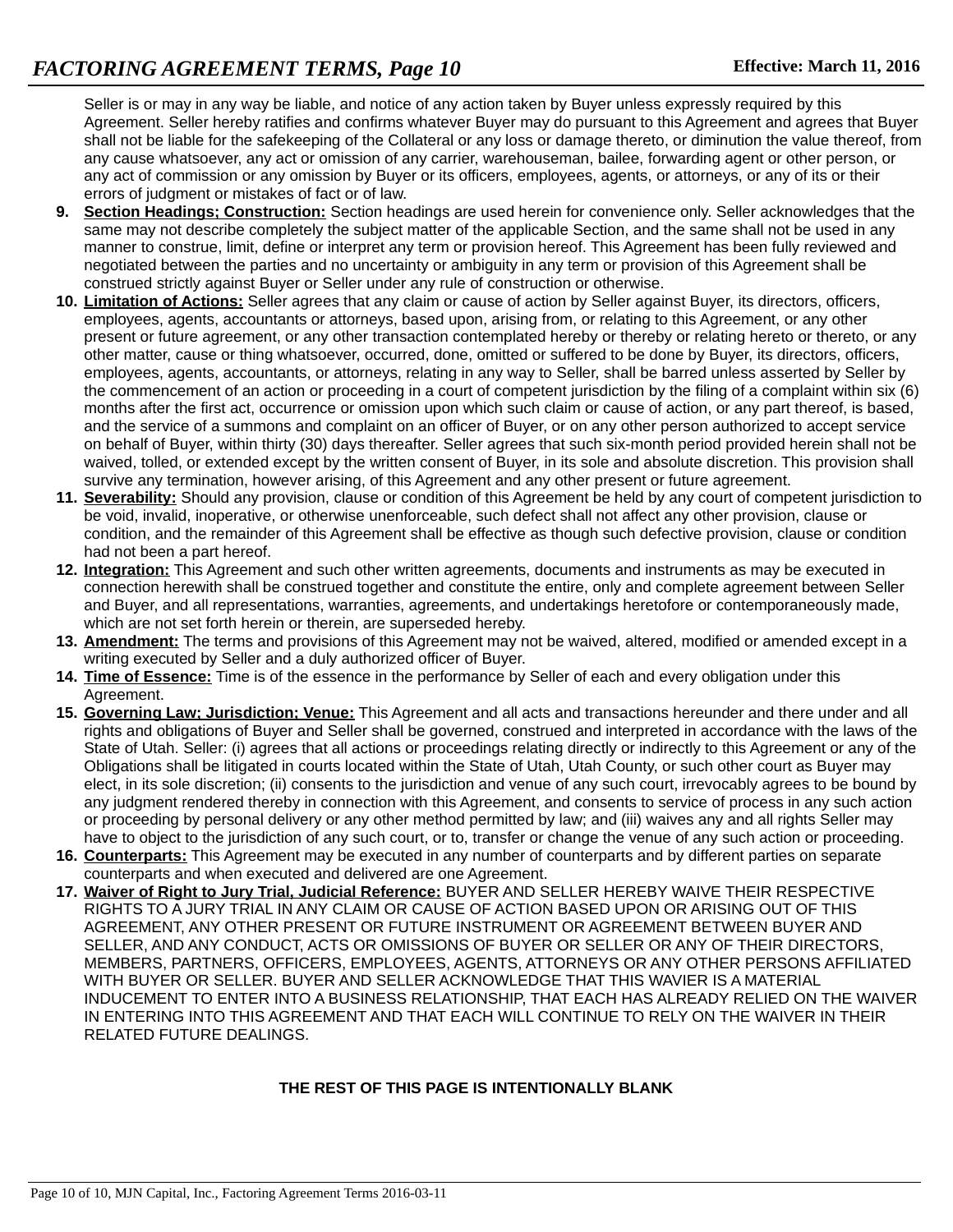Seller is or may in any way be liable, and notice of any action taken by Buyer unless expressly required by this Agreement. Seller hereby ratifies and confirms whatever Buyer may do pursuant to this Agreement and agrees that Buyer shall not be liable for the safekeeping of the Collateral or any loss or damage thereto, or diminution the value thereof, from any cause whatsoever, any act or omission of any carrier, warehouseman, bailee, forwarding agent or other person, or any act of commission or any omission by Buyer or its officers, employees, agents, or attorneys, or any of its or their errors of judgment or mistakes of fact or of law.

9. **Section Headings; Construction:** Section headings are used herein for convenience only. Seller acknowledges that the same may not describe completely the subject matter of the applicable Section, and the same shall not be used in any manner to construe, limit, define or interpret any term or provision hereof. This Agreement has been fully reviewed and negotiated between the parties and no uncertainty or ambiguity in any term or provision of this Agreement shall be construed strictly against Buyer or Seller under any rule of construction or otherwise.
10. **Limitation of Actions:** Seller agrees that any claim or cause of action by Seller against Buyer, its directors, officers, employees, agents, accountants or attorneys, based upon, arising from, or relating to this Agreement, or any other present or future agreement, or any other transaction contemplated hereby or thereby or relating hereto or thereto, or any other matter, cause or thing whatsoever, occurred, done, omitted or suffered to be done by Buyer, its directors, officers, employees, agents, accountants, or attorneys, relating in any way to Seller, shall be barred unless asserted by Seller by the commencement of an action or proceeding in a court of competent jurisdiction by the filing of a complaint within six (6) months after the first act, occurrence or omission upon which such claim or cause of action, or any part thereof, is based, and the service of a summons and complaint on an officer of Buyer, or on any other person authorized to accept service on behalf of Buyer, within thirty (30) days thereafter. Seller agrees that such six-month period provided herein shall not be waived, tolled, or extended except by the written consent of Buyer, in its sole and absolute discretion. This provision shall survive any termination, however arising, of this Agreement and any other present or future agreement.
11. **Severability:** Should any provision, clause or condition of this Agreement be held by any court of competent jurisdiction to be void, invalid, inoperative, or otherwise unenforceable, such defect shall not affect any other provision, clause or condition, and the remainder of this Agreement shall be effective as though such defective provision, clause or condition had not been a part hereof.
12. **Integration:** This Agreement and such other written agreements, documents and instruments as may be executed in connection herewith shall be construed together and constitute the entire, only and complete agreement between Seller and Buyer, and all representations, warranties, agreements, and undertakings heretofore or contemporaneously made, which are not set forth herein or therein, are superseded hereby.
13. **Amendment:** The terms and provisions of this Agreement may not be waived, altered, modified or amended except in a writing executed by Seller and a duly authorized officer of Buyer.
14. **Time of Essence:** Time is of the essence in the performance by Seller of each and every obligation under this Agreement.
15. **Governing Law; Jurisdiction; Venue:** This Agreement and all acts and transactions hereunder and there under and all rights and obligations of Buyer and Seller shall be governed, construed and interpreted in accordance with the laws of the State of Utah. Seller: (i) agrees that all actions or proceedings relating directly or indirectly to this Agreement or any of the Obligations shall be litigated in courts located within the State of Utah, Utah County, or such other court as Buyer may elect, in its sole discretion; (ii) consents to the jurisdiction and venue of any such court, irrevocably agrees to be bound by any judgment rendered thereby in connection with this Agreement, and consents to service of process in any such action or proceeding by personal delivery or any other method permitted by law; and (iii) waives any and all rights Seller may have to object to the jurisdiction of any such court, or to, transfer or change the venue of any such action or proceeding.
16. **Counterparts:** This Agreement may be executed in any number of counterparts and by different parties on separate counterparts and when executed and delivered are one Agreement.
17. **Waiver of Right to Jury Trial, Judicial Reference:** BUYER AND SELLER HEREBY WAIVE THEIR RESPECTIVE RIGHTS TO A JURY TRIAL IN ANY CLAIM OR CAUSE OF ACTION BASED UPON OR ARISING OUT OF THIS AGREEMENT, ANY OTHER PRESENT OR FUTURE INSTRUMENT OR AGREEMENT BETWEEN BUYER AND SELLER, AND ANY CONDUCT, ACTS OR OMISSIONS OF BUYER OR SELLER OR ANY OF THEIR DIRECTORS, MEMBERS, PARTNERS, OFFICERS, EMPLOYEES, AGENTS, ATTORNEYS OR ANY OTHER PERSONS AFFILIATED WITH BUYER OR SELLER. BUYER AND SELLER ACKNOWLEDGE THAT THIS WAVIER IS A MATERIAL INDUCEMENT TO ENTER INTO A BUSINESS RELATIONSHIP, THAT EACH HAS ALREADY RELIED ON THE WAIVER IN ENTERING INTO THIS AGREEMENT AND THAT EACH WILL CONTINUE TO RELY ON THE WAIVER IN THEIR RELATED FUTURE DEALINGS.

**THE REST OF THIS PAGE IS INTENTIONALLY BLANK**